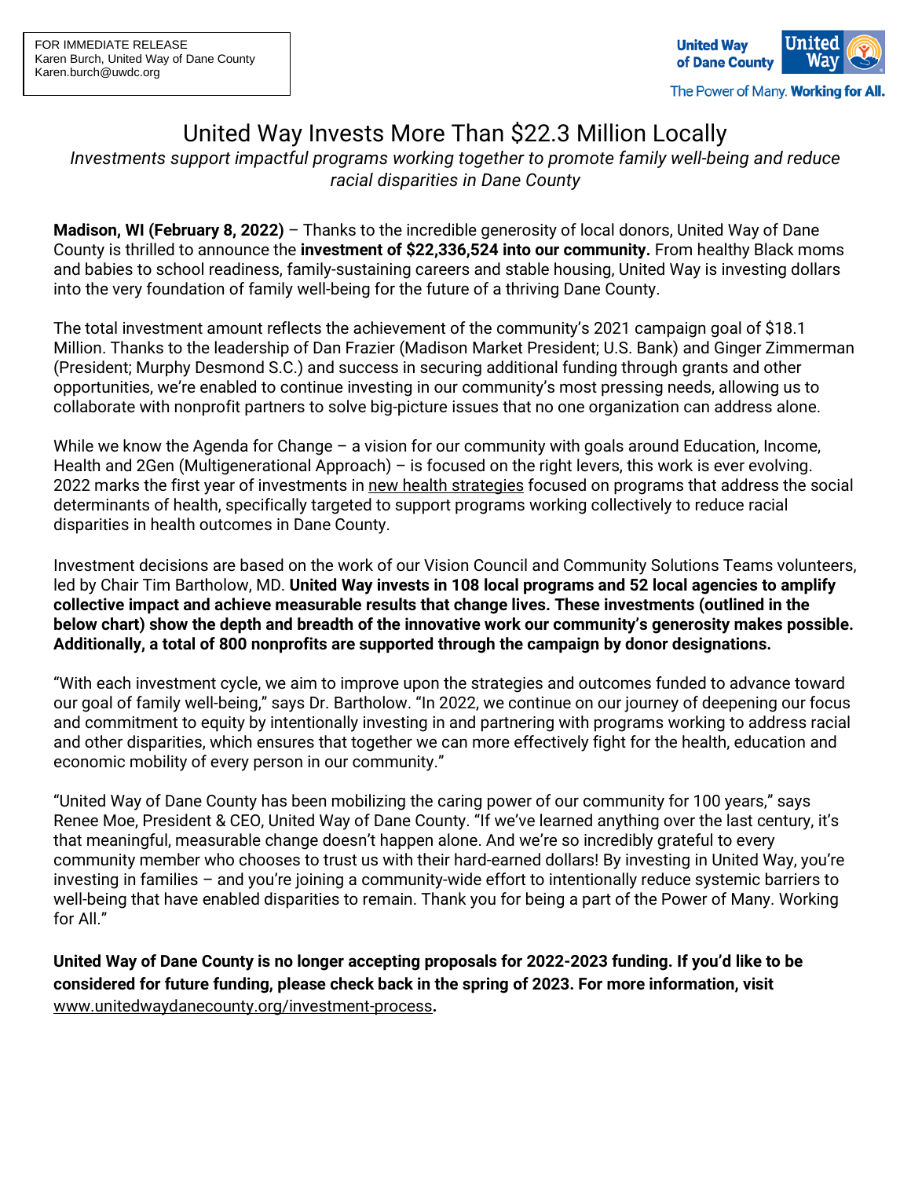FOR IMMEDIATE RELEASE
Karen Burch, United Way of Dane County
Karen.burch@uwdc.org

United Way of Dane County

The Power of Many. **Working for All.**

# United Way Invests More Than $22.3 Million Locally

*Investments support impactful programs working together to promote family well-being and reduce racial disparities in Dane County*

**Madison, WI (February 8, 2022)** – Thanks to the incredible generosity of local donors, United Way of Dane County is thrilled to announce the **investment of $22,336,524 into our community.** From healthy Black moms and babies to school readiness, family-sustaining careers and stable housing, United Way is investing dollars into the very foundation of family well-being for the future of a thriving Dane County.

The total investment amount reflects the achievement of the community's 2021 campaign goal of $18.1 Million. Thanks to the leadership of Dan Frazier (Madison Market President; U.S. Bank) and Ginger Zimmerman (President; Murphy Desmond S.C.) and success in securing additional funding through grants and other opportunities, we're enabled to continue investing in our community's most pressing needs, allowing us to collaborate with nonprofit partners to solve big-picture issues that no one organization can address alone.

While we know the Agenda for Change – a vision for our community with goals around Education, Income, Health and 2Gen (Multigenerational Approach) – is focused on the right levers, this work is ever evolving. 2022 marks the first year of investments in new health strategies focused on programs that address the social determinants of health, specifically targeted to support programs working collectively to reduce racial disparities in health outcomes in Dane County.

Investment decisions are based on the work of our Vision Council and Community Solutions Teams volunteers, led by Chair Tim Bartholow, MD. **United Way invests in 108 local programs and 52 local agencies to amplify collective impact and achieve measurable results that change lives. These investments (outlined in the below chart) show the depth and breadth of the innovative work our community's generosity makes possible. Additionally, a total of 800 nonprofits are supported through the campaign by donor designations.**

"With each investment cycle, we aim to improve upon the strategies and outcomes funded to advance toward our goal of family well-being," says Dr. Bartholow. "In 2022, we continue on our journey of deepening our focus and commitment to equity by intentionally investing in and partnering with programs working to address racial and other disparities, which ensures that together we can more effectively fight for the health, education and economic mobility of every person in our community."

"United Way of Dane County has been mobilizing the caring power of our community for 100 years," says Renee Moe, President & CEO, United Way of Dane County. "If we've learned anything over the last century, it's that meaningful, measurable change doesn't happen alone. And we're so incredibly grateful to every community member who chooses to trust us with their hard-earned dollars! By investing in United Way, you're investing in families – and you're joining a community-wide effort to intentionally reduce systemic barriers to well-being that have enabled disparities to remain. Thank you for being a part of the Power of Many. Working for All."

**United Way of Dane County is no longer accepting proposals for 2022-2023 funding. If you'd like to be considered for future funding, please check back in the spring of 2023. For more information, visit** www.unitedwaydanecounty.org/investment-process**.**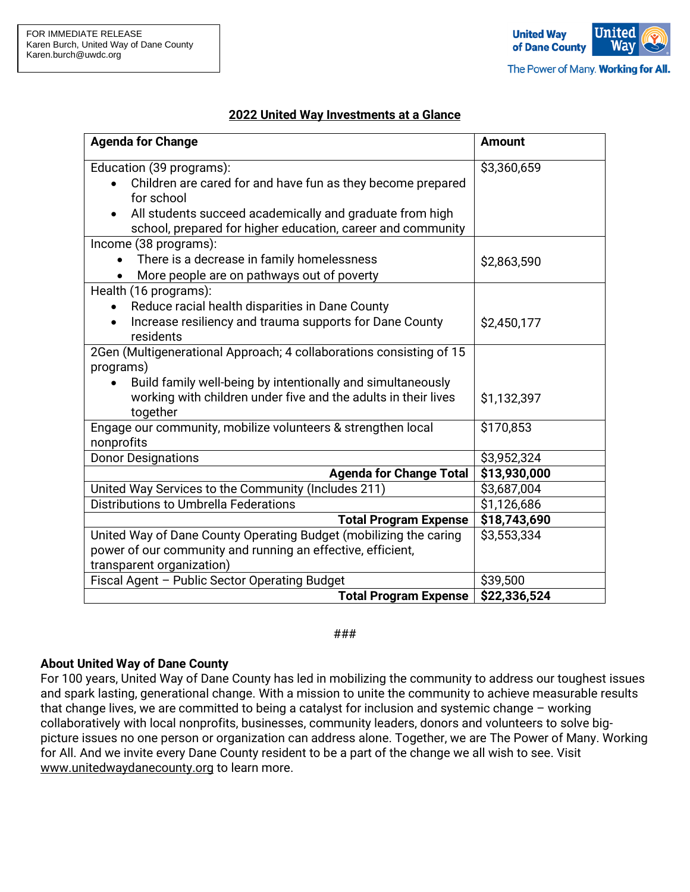FOR IMMEDIATE RELEASE
Karen Burch, United Way of Dane County
Karen.burch@uwdc.org

United Way of Dane County

The Power of Many. **Working for All.**

## 2022 United Way Investments at a Glance

| **Agenda for Change** | **Amount** |
|---|---|
| Education (39 programs):<br>• Children are cared for and have fun as they become prepared for school<br>• All students succeed academically and graduate from high school, prepared for higher education, career and community | $3,360,659 |
| Income (38 programs):<br>• There is a decrease in family homelessness<br>• More people are on pathways out of poverty | $2,863,590 |
| Health (16 programs):<br>• Reduce racial health disparities in Dane County<br>• Increase resiliency and trauma supports for Dane County residents | $2,450,177 |
| 2Gen (Multigenerational Approach; 4 collaborations consisting of 15 programs)<br>• Build family well-being by intentionally and simultaneously working with children under five and the adults in their lives together | $1,132,397 |
| Engage our community, mobilize volunteers & strengthen local nonprofits | $170,853 |
| Donor Designations | $3,952,324 |
| **Agenda for Change Total** | **$13,930,000** |
| United Way Services to the Community (Includes 211) | $3,687,004 |
| Distributions to Umbrella Federations | $1,126,686 |
| **Total Program Expense** | **$18,743,690** |
| United Way of Dane County Operating Budget (mobilizing the caring power of our community and running an effective, efficient, transparent organization) | $3,553,334 |
| Fiscal Agent – Public Sector Operating Budget | $39,500 |
| **Total Program Expense** | **$22,336,524** |

###

**About United Way of Dane County**

For 100 years, United Way of Dane County has led in mobilizing the community to address our toughest issues and spark lasting, generational change. With a mission to unite the community to achieve measurable results that change lives, we are committed to being a catalyst for inclusion and systemic change – working collaboratively with local nonprofits, businesses, community leaders, donors and volunteers to solve big-picture issues no one person or organization can address alone. Together, we are The Power of Many. Working for All. And we invite every Dane County resident to be a part of the change we all wish to see. Visit www.unitedwaydanecounty.org to learn more.